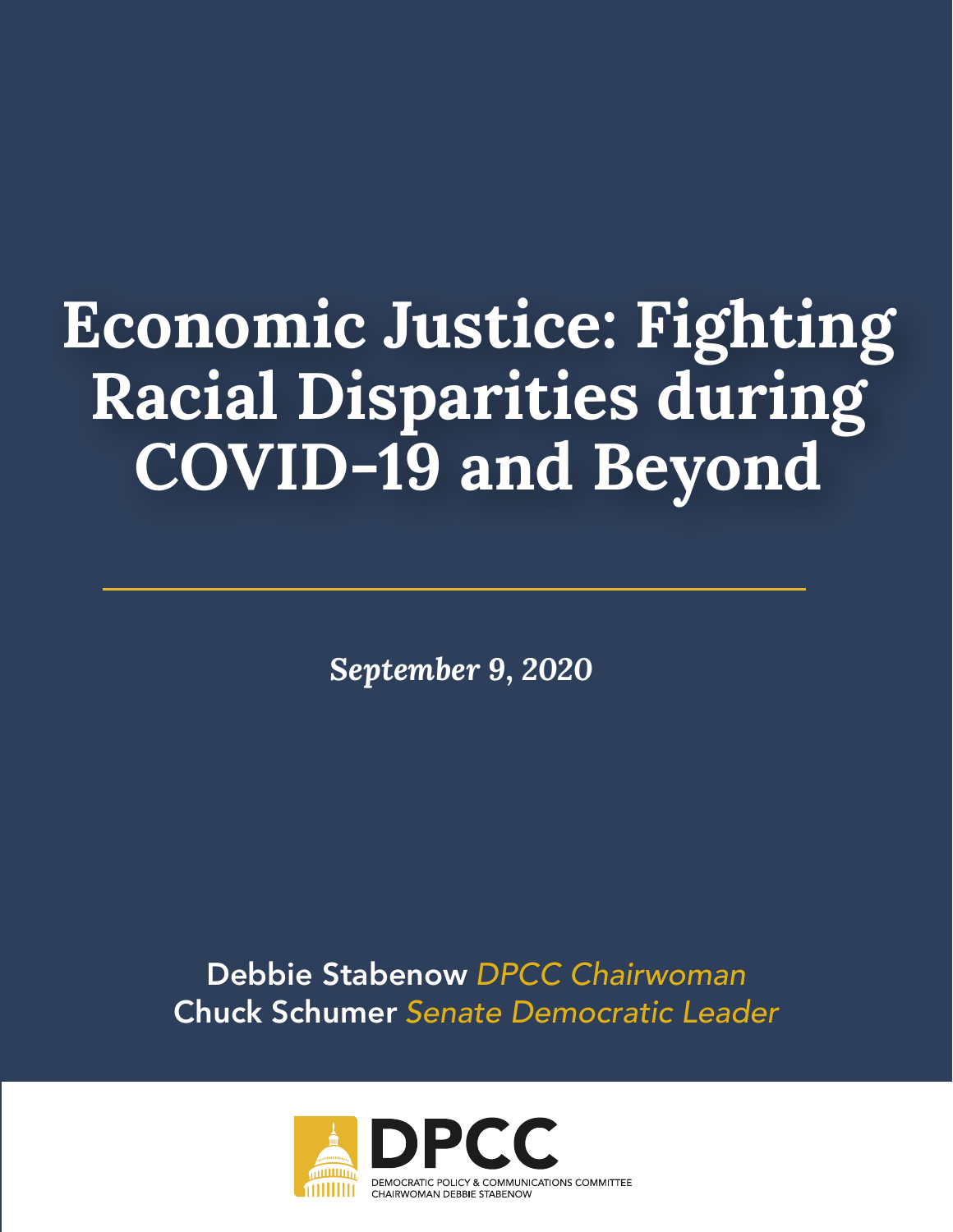# Economic Justice: Fighting Racial Disparities during COVID-19 and Beyond

*September 9, 2020*

Debbie Stabenow *DPCC Chairwoman*
Chuck Schumer *Senate Democratic Leader*

DPCC
DEMOCRATIC POLICY & COMMUNICATIONS COMMITTEE
CHAIRWOMAN DEBBIE STABENOW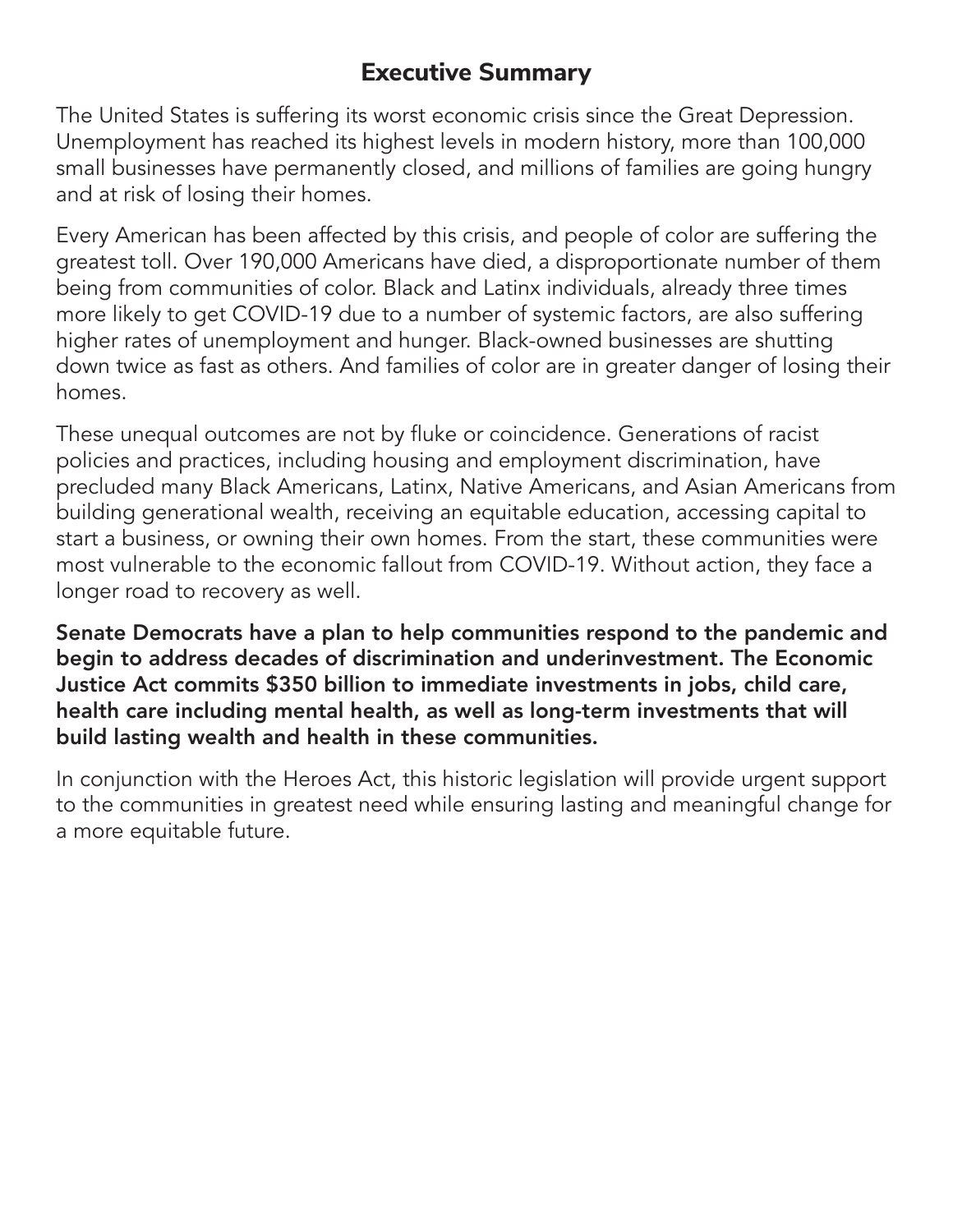## Executive Summary

The United States is suffering its worst economic crisis since the Great Depression. Unemployment has reached its highest levels in modern history, more than 100,000 small businesses have permanently closed, and millions of families are going hungry and at risk of losing their homes.

Every American has been affected by this crisis, and people of color are suffering the greatest toll. Over 190,000 Americans have died, a disproportionate number of them being from communities of color. Black and Latinx individuals, already three times more likely to get COVID-19 due to a number of systemic factors, are also suffering higher rates of unemployment and hunger. Black-owned businesses are shutting down twice as fast as others. And families of color are in greater danger of losing their homes.

These unequal outcomes are not by fluke or coincidence. Generations of racist policies and practices, including housing and employment discrimination, have precluded many Black Americans, Latinx, Native Americans, and Asian Americans from building generational wealth, receiving an equitable education, accessing capital to start a business, or owning their own homes. From the start, these communities were most vulnerable to the economic fallout from COVID-19. Without action, they face a longer road to recovery as well.

**Senate Democrats have a plan to help communities respond to the pandemic and begin to address decades of discrimination and underinvestment. The Economic Justice Act commits $350 billion to immediate investments in jobs, child care, health care including mental health, as well as long-term investments that will build lasting wealth and health in these communities.**

In conjunction with the Heroes Act, this historic legislation will provide urgent support to the communities in greatest need while ensuring lasting and meaningful change for a more equitable future.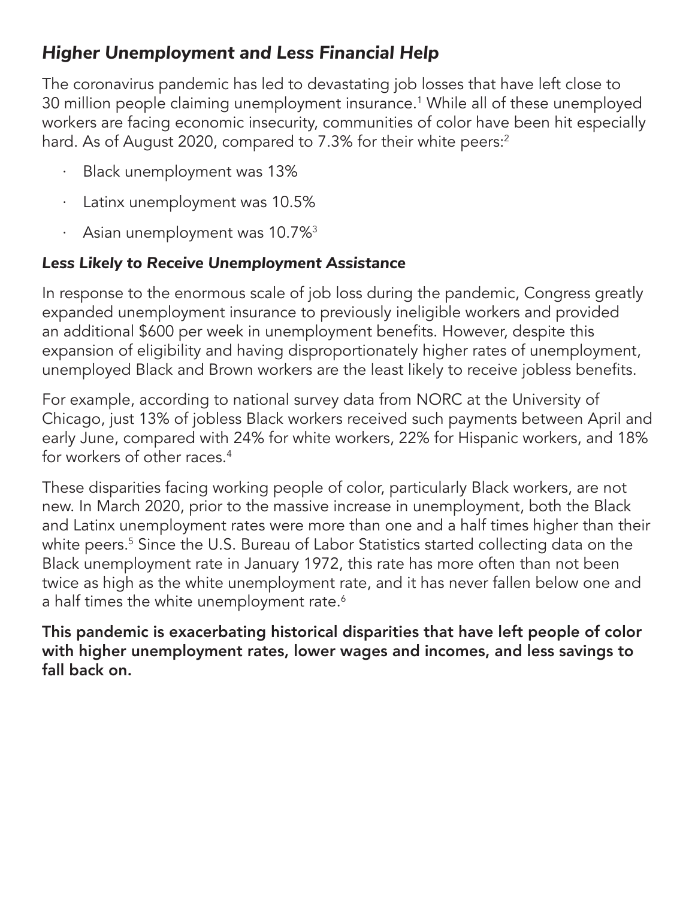## *Higher Unemployment and Less Financial Help*

The coronavirus pandemic has led to devastating job losses that have left close to 30 million people claiming unemployment insurance.[1] While all of these unemployed workers are facing economic insecurity, communities of color have been hit especially hard. As of August 2020, compared to 7.3% for their white peers:[2]

- Black unemployment was 13%
- Latinx unemployment was 10.5%
- Asian unemployment was 10.7%[3]

### *Less Likely to Receive Unemployment Assistance*

In response to the enormous scale of job loss during the pandemic, Congress greatly expanded unemployment insurance to previously ineligible workers and provided an additional $600 per week in unemployment benefits. However, despite this expansion of eligibility and having disproportionately higher rates of unemployment, unemployed Black and Brown workers are the least likely to receive jobless benefits.

For example, according to national survey data from NORC at the University of Chicago, just 13% of jobless Black workers received such payments between April and early June, compared with 24% for white workers, 22% for Hispanic workers, and 18% for workers of other races.[4]

These disparities facing working people of color, particularly Black workers, are not new. In March 2020, prior to the massive increase in unemployment, both the Black and Latinx unemployment rates were more than one and a half times higher than their white peers.[5] Since the U.S. Bureau of Labor Statistics started collecting data on the Black unemployment rate in January 1972, this rate has more often than not been twice as high as the white unemployment rate, and it has never fallen below one and a half times the white unemployment rate.[6]

**This pandemic is exacerbating historical disparities that have left people of color with higher unemployment rates, lower wages and incomes, and less savings to fall back on.**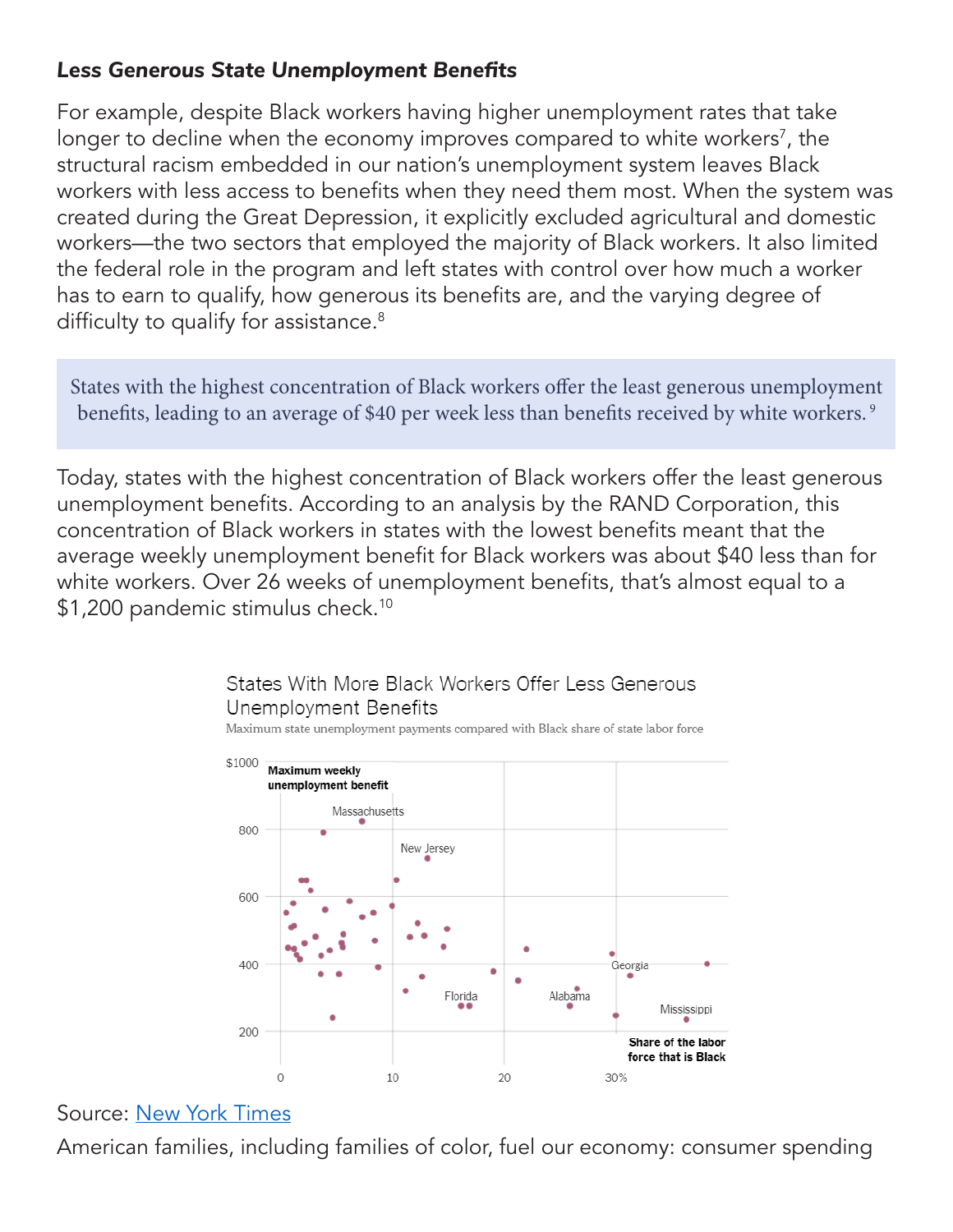### *Less Generous State Unemployment Benefits*

For example, despite Black workers having higher unemployment rates that take longer to decline when the economy improves compared to white workers[7], the structural racism embedded in our nation's unemployment system leaves Black workers with less access to benefits when they need them most. When the system was created during the Great Depression, it explicitly excluded agricultural and domestic workers—the two sectors that employed the majority of Black workers. It also limited the federal role in the program and left states with control over how much a worker has to earn to qualify, how generous its benefits are, and the varying degree of difficulty to qualify for assistance.[8]

> States with the highest concentration of Black workers offer the least generous unemployment benefits, leading to an average of $40 per week less than benefits received by white workers.[9]

Today, states with the highest concentration of Black workers offer the least generous unemployment benefits. According to an analysis by the RAND Corporation, this concentration of Black workers in states with the lowest benefits meant that the average weekly unemployment benefit for Black workers was about $40 less than for white workers. Over 26 weeks of unemployment benefits, that's almost equal to a $1,200 pandemic stimulus check.[10]

States With More Black Workers Offer Less Generous Unemployment Benefits

Maximum state unemployment payments compared with Black share of state labor force

Maximum weekly unemployment benefit

$1000
800
600
400
200

Massachusetts
New Jersey
Florida
Alabama
Georgia
Mississippi

0
10
20
30%

Share of the labor force that is Black

Source: [New York Times](https://www.nytimes.com)

American families, including families of color, fuel our economy: consumer spending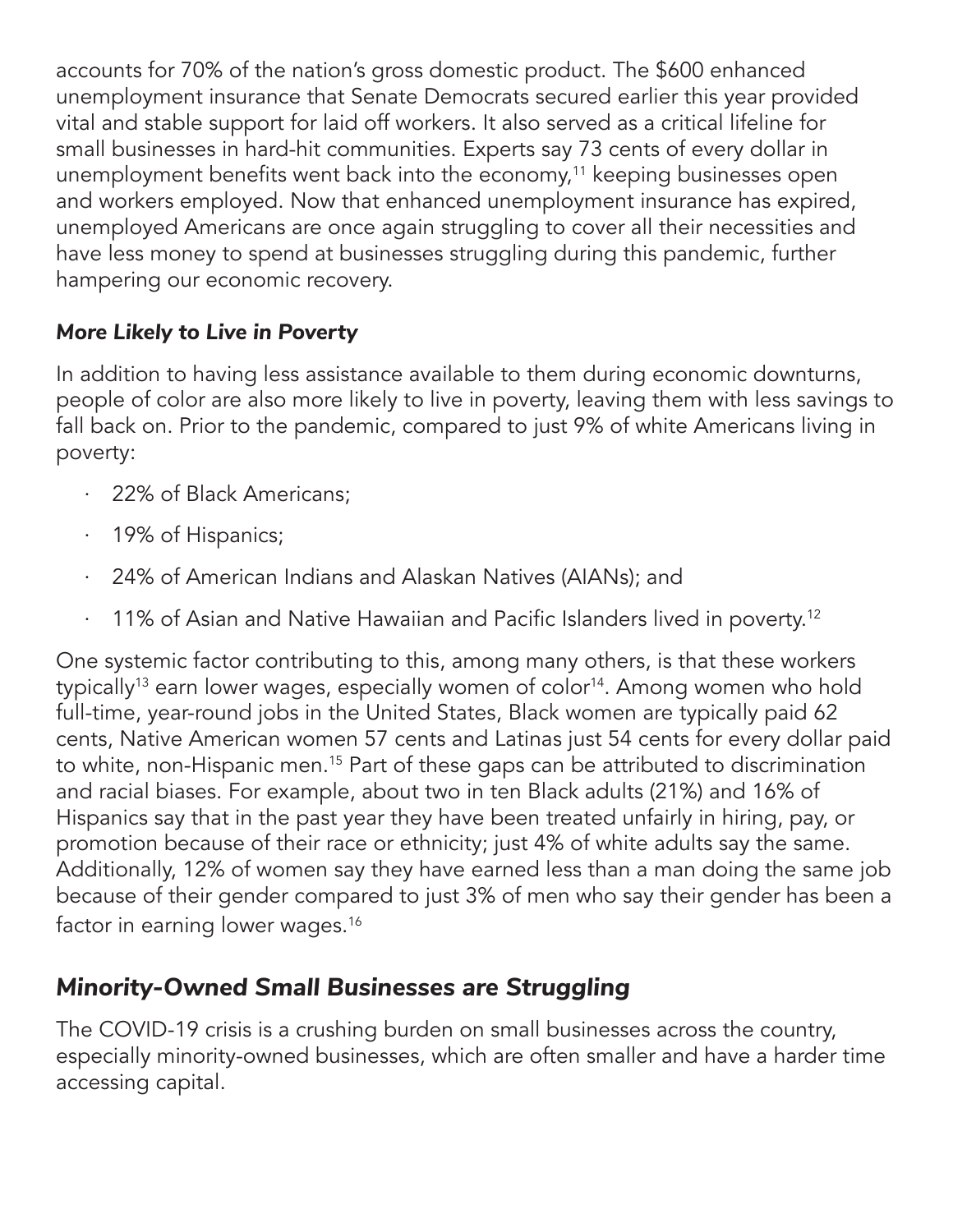accounts for 70% of the nation's gross domestic product. The $600 enhanced unemployment insurance that Senate Democrats secured earlier this year provided vital and stable support for laid off workers. It also served as a critical lifeline for small businesses in hard-hit communities. Experts say 73 cents of every dollar in unemployment benefits went back into the economy,[11] keeping businesses open and workers employed. Now that enhanced unemployment insurance has expired, unemployed Americans are once again struggling to cover all their necessities and have less money to spend at businesses struggling during this pandemic, further hampering our economic recovery.

### *More Likely to Live in Poverty*

In addition to having less assistance available to them during economic downturns, people of color are also more likely to live in poverty, leaving them with less savings to fall back on. Prior to the pandemic, compared to just 9% of white Americans living in poverty:

- 22% of Black Americans;
- 19% of Hispanics;
- 24% of American Indians and Alaskan Natives (AIANs); and
- 11% of Asian and Native Hawaiian and Pacific Islanders lived in poverty.[12]

One systemic factor contributing to this, among many others, is that these workers typically[13] earn lower wages, especially women of color[14]. Among women who hold full-time, year-round jobs in the United States, Black women are typically paid 62 cents, Native American women 57 cents and Latinas just 54 cents for every dollar paid to white, non-Hispanic men.[15] Part of these gaps can be attributed to discrimination and racial biases. For example, about two in ten Black adults (21%) and 16% of Hispanics say that in the past year they have been treated unfairly in hiring, pay, or promotion because of their race or ethnicity; just 4% of white adults say the same. Additionally, 12% of women say they have earned less than a man doing the same job because of their gender compared to just 3% of men who say their gender has been a factor in earning lower wages.[16]

## *Minority-Owned Small Businesses are Struggling*

The COVID-19 crisis is a crushing burden on small businesses across the country, especially minority-owned businesses, which are often smaller and have a harder time accessing capital.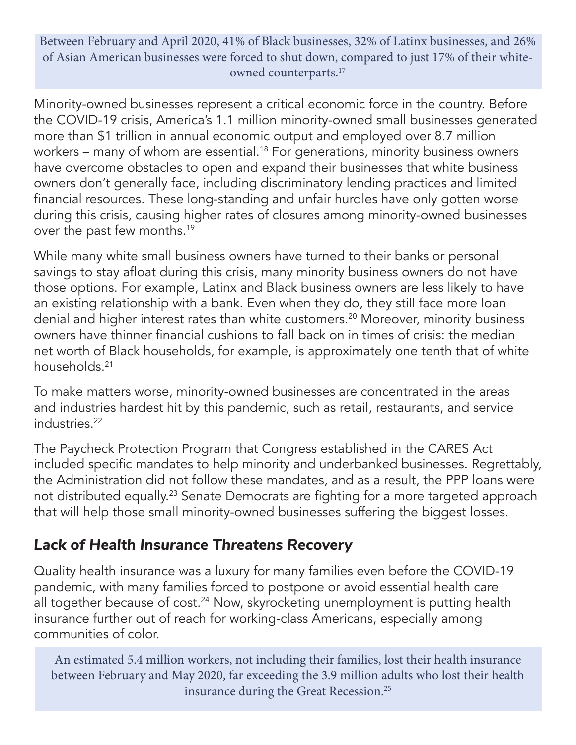Between February and April 2020, 41% of Black businesses, 32% of Latinx businesses, and 26% of Asian American businesses were forced to shut down, compared to just 17% of their white-owned counterparts.[17]

Minority-owned businesses represent a critical economic force in the country. Before the COVID-19 crisis, America's 1.1 million minority-owned small businesses generated more than $1 trillion in annual economic output and employed over 8.7 million workers – many of whom are essential.[18] For generations, minority business owners have overcome obstacles to open and expand their businesses that white business owners don't generally face, including discriminatory lending practices and limited financial resources. These long-standing and unfair hurdles have only gotten worse during this crisis, causing higher rates of closures among minority-owned businesses over the past few months.[19]

While many white small business owners have turned to their banks or personal savings to stay afloat during this crisis, many minority business owners do not have those options. For example, Latinx and Black business owners are less likely to have an existing relationship with a bank. Even when they do, they still face more loan denial and higher interest rates than white customers.[20] Moreover, minority business owners have thinner financial cushions to fall back on in times of crisis: the median net worth of Black households, for example, is approximately one tenth that of white households.[21]

To make matters worse, minority-owned businesses are concentrated in the areas and industries hardest hit by this pandemic, such as retail, restaurants, and service industries.[22]

The Paycheck Protection Program that Congress established in the CARES Act included specific mandates to help minority and underbanked businesses. Regrettably, the Administration did not follow these mandates, and as a result, the PPP loans were not distributed equally.[23] Senate Democrats are fighting for a more targeted approach that will help those small minority-owned businesses suffering the biggest losses.

### *Lack of Health Insurance Threatens Recovery*

Quality health insurance was a luxury for many families even before the COVID-19 pandemic, with many families forced to postpone or avoid essential health care all together because of cost.[24] Now, skyrocketing unemployment is putting health insurance further out of reach for working-class Americans, especially among communities of color.

An estimated 5.4 million workers, not including their families, lost their health insurance between February and May 2020, far exceeding the 3.9 million adults who lost their health insurance during the Great Recession.[25]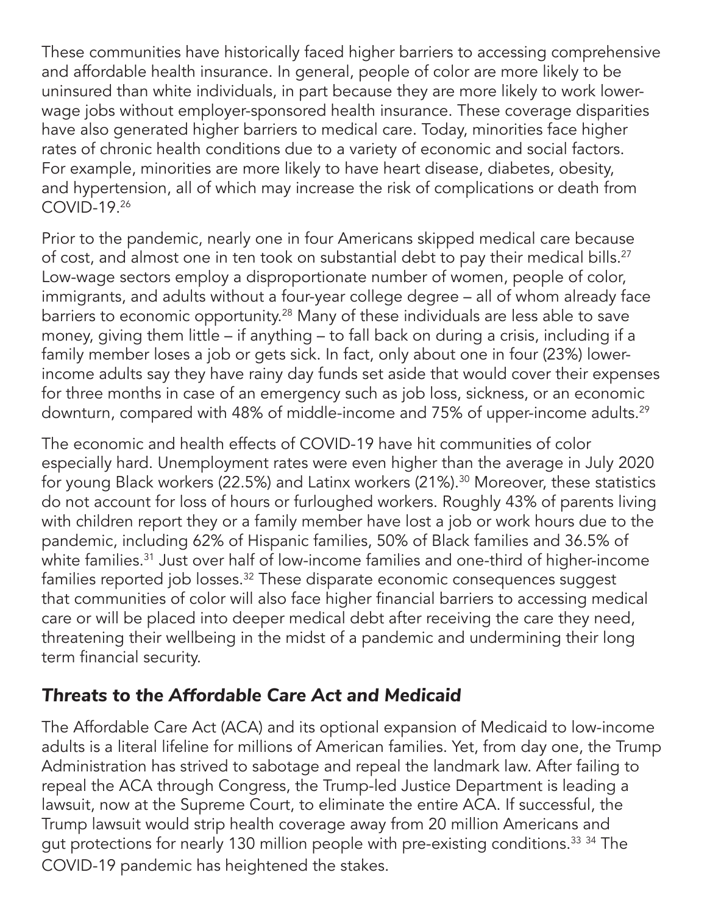These communities have historically faced higher barriers to accessing comprehensive and affordable health insurance. In general, people of color are more likely to be uninsured than white individuals, in part because they are more likely to work lower-wage jobs without employer-sponsored health insurance. These coverage disparities have also generated higher barriers to medical care. Today, minorities face higher rates of chronic health conditions due to a variety of economic and social factors. For example, minorities are more likely to have heart disease, diabetes, obesity, and hypertension, all of which may increase the risk of complications or death from COVID-19.[26]

Prior to the pandemic, nearly one in four Americans skipped medical care because of cost, and almost one in ten took on substantial debt to pay their medical bills.[27] Low-wage sectors employ a disproportionate number of women, people of color, immigrants, and adults without a four-year college degree – all of whom already face barriers to economic opportunity.[28] Many of these individuals are less able to save money, giving them little – if anything – to fall back on during a crisis, including if a family member loses a job or gets sick. In fact, only about one in four (23%) lower-income adults say they have rainy day funds set aside that would cover their expenses for three months in case of an emergency such as job loss, sickness, or an economic downturn, compared with 48% of middle-income and 75% of upper-income adults.[29]

The economic and health effects of COVID-19 have hit communities of color especially hard. Unemployment rates were even higher than the average in July 2020 for young Black workers (22.5%) and Latinx workers (21%).[30] Moreover, these statistics do not account for loss of hours or furloughed workers. Roughly 43% of parents living with children report they or a family member have lost a job or work hours due to the pandemic, including 62% of Hispanic families, 50% of Black families and 36.5% of white families.[31] Just over half of low-income families and one-third of higher-income families reported job losses.[32] These disparate economic consequences suggest that communities of color will also face higher financial barriers to accessing medical care or will be placed into deeper medical debt after receiving the care they need, threatening their wellbeing in the midst of a pandemic and undermining their long term financial security.

### *Threats to the Affordable Care Act and Medicaid*

The Affordable Care Act (ACA) and its optional expansion of Medicaid to low-income adults is a literal lifeline for millions of American families. Yet, from day one, the Trump Administration has strived to sabotage and repeal the landmark law. After failing to repeal the ACA through Congress, the Trump-led Justice Department is leading a lawsuit, now at the Supreme Court, to eliminate the entire ACA. If successful, the Trump lawsuit would strip health coverage away from 20 million Americans and gut protections for nearly 130 million people with pre-existing conditions.[33] [34] The COVID-19 pandemic has heightened the stakes.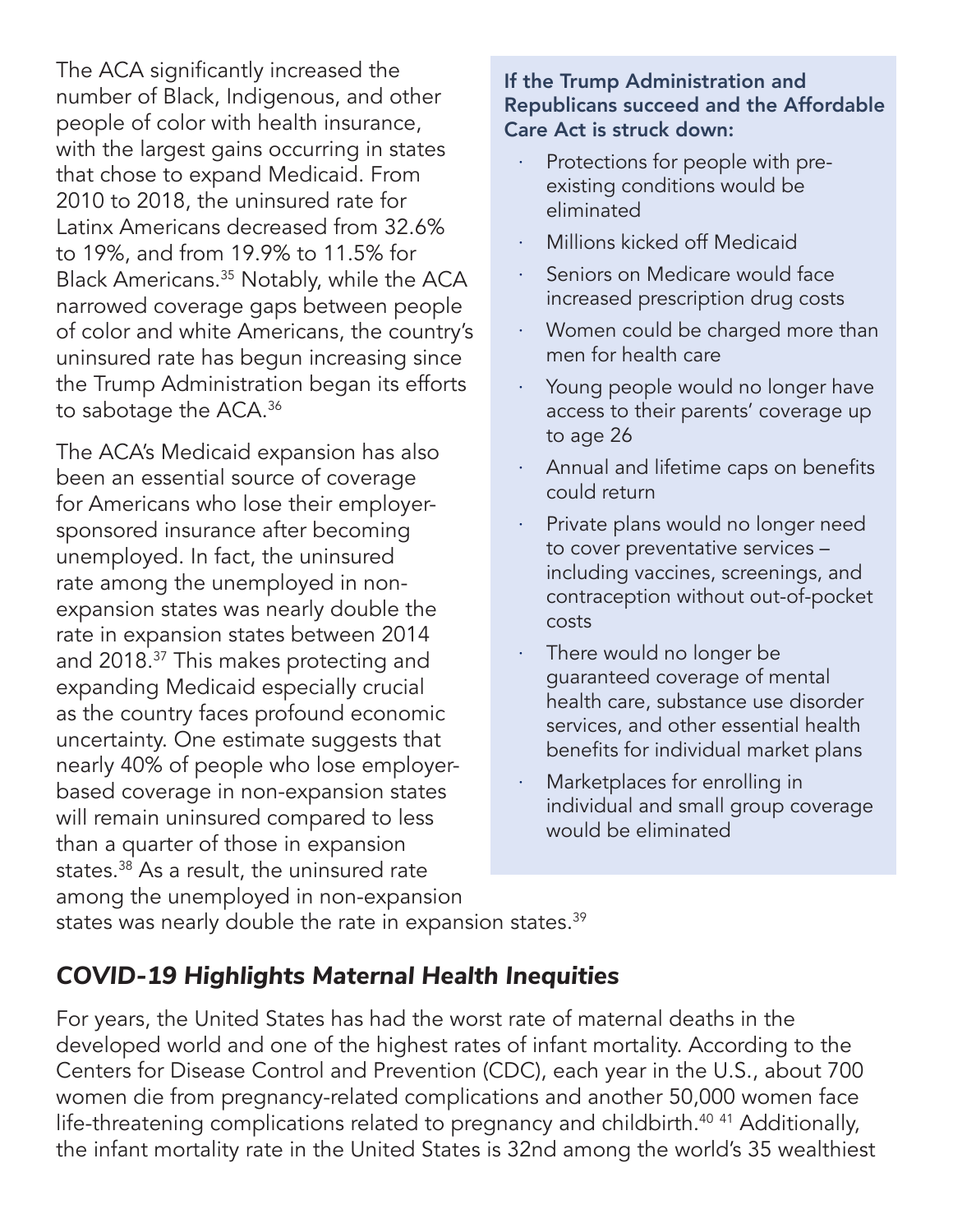The ACA significantly increased the number of Black, Indigenous, and other people of color with health insurance, with the largest gains occurring in states that chose to expand Medicaid. From 2010 to 2018, the uninsured rate for Latinx Americans decreased from 32.6% to 19%, and from 19.9% to 11.5% for Black Americans.[35] Notably, while the ACA narrowed coverage gaps between people of color and white Americans, the country's uninsured rate has begun increasing since the Trump Administration began its efforts to sabotage the ACA.[36]

The ACA's Medicaid expansion has also been an essential source of coverage for Americans who lose their employer-sponsored insurance after becoming unemployed. In fact, the uninsured rate among the unemployed in non-expansion states was nearly double the rate in expansion states between 2014 and 2018.[37] This makes protecting and expanding Medicaid especially crucial as the country faces profound economic uncertainty. One estimate suggests that nearly 40% of people who lose employer-based coverage in non-expansion states will remain uninsured compared to less than a quarter of those in expansion states.[38] As a result, the uninsured rate among the unemployed in non-expansion states was nearly double the rate in expansion states.[39]

**If the Trump Administration and Republicans succeed and the Affordable Care Act is struck down:**

- Protections for people with pre-existing conditions would be eliminated
- Millions kicked off Medicaid
- Seniors on Medicare would face increased prescription drug costs
- Women could be charged more than men for health care
- Young people would no longer have access to their parents' coverage up to age 26
- Annual and lifetime caps on benefits could return
- Private plans would no longer need to cover preventative services – including vaccines, screenings, and contraception without out-of-pocket costs
- There would no longer be guaranteed coverage of mental health care, substance use disorder services, and other essential health benefits for individual market plans
- Marketplaces for enrolling in individual and small group coverage would be eliminated

## *COVID-19 Highlights Maternal Health Inequities*

For years, the United States has had the worst rate of maternal deaths in the developed world and one of the highest rates of infant mortality. According to the Centers for Disease Control and Prevention (CDC), each year in the U.S., about 700 women die from pregnancy-related complications and another 50,000 women face life-threatening complications related to pregnancy and childbirth.[40 41] Additionally, the infant mortality rate in the United States is 32nd among the world's 35 wealthiest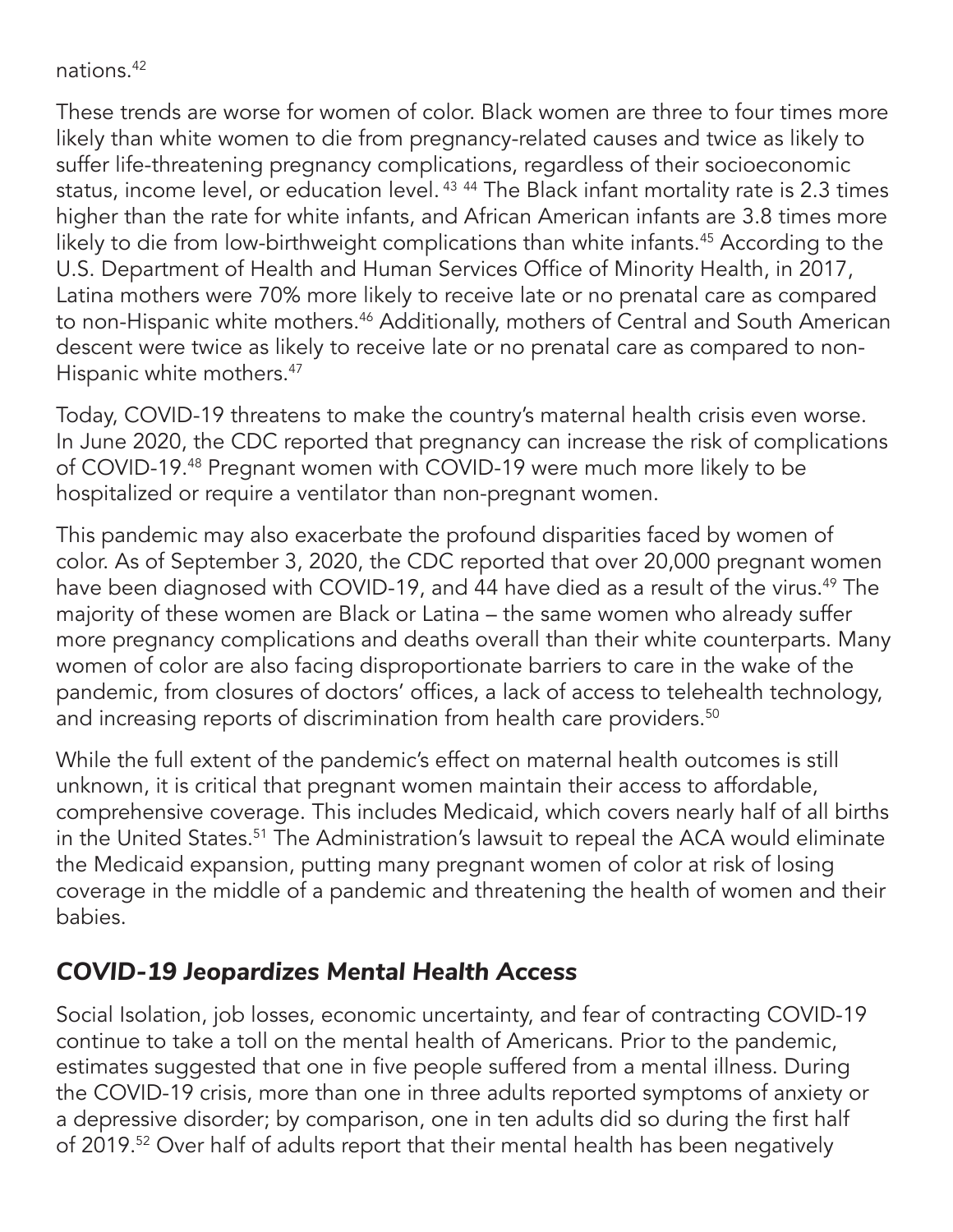nations.[42]

These trends are worse for women of color. Black women are three to four times more likely than white women to die from pregnancy-related causes and twice as likely to suffer life-threatening pregnancy complications, regardless of their socioeconomic status, income level, or education level. [43] [44] The Black infant mortality rate is 2.3 times higher than the rate for white infants, and African American infants are 3.8 times more likely to die from low-birthweight complications than white infants.[45] According to the U.S. Department of Health and Human Services Office of Minority Health, in 2017, Latina mothers were 70% more likely to receive late or no prenatal care as compared to non-Hispanic white mothers.[46] Additionally, mothers of Central and South American descent were twice as likely to receive late or no prenatal care as compared to non-Hispanic white mothers.[47]

Today, COVID-19 threatens to make the country's maternal health crisis even worse. In June 2020, the CDC reported that pregnancy can increase the risk of complications of COVID-19.[48] Pregnant women with COVID-19 were much more likely to be hospitalized or require a ventilator than non-pregnant women.

This pandemic may also exacerbate the profound disparities faced by women of color. As of September 3, 2020, the CDC reported that over 20,000 pregnant women have been diagnosed with COVID-19, and 44 have died as a result of the virus.[49] The majority of these women are Black or Latina – the same women who already suffer more pregnancy complications and deaths overall than their white counterparts. Many women of color are also facing disproportionate barriers to care in the wake of the pandemic, from closures of doctors' offices, a lack of access to telehealth technology, and increasing reports of discrimination from health care providers.[50]

While the full extent of the pandemic's effect on maternal health outcomes is still unknown, it is critical that pregnant women maintain their access to affordable, comprehensive coverage. This includes Medicaid, which covers nearly half of all births in the United States.[51] The Administration's lawsuit to repeal the ACA would eliminate the Medicaid expansion, putting many pregnant women of color at risk of losing coverage in the middle of a pandemic and threatening the health of women and their babies.

## *COVID-19 Jeopardizes Mental Health Access*

Social Isolation, job losses, economic uncertainty, and fear of contracting COVID-19 continue to take a toll on the mental health of Americans. Prior to the pandemic, estimates suggested that one in five people suffered from a mental illness. During the COVID-19 crisis, more than one in three adults reported symptoms of anxiety or a depressive disorder; by comparison, one in ten adults did so during the first half of 2019.[52] Over half of adults report that their mental health has been negatively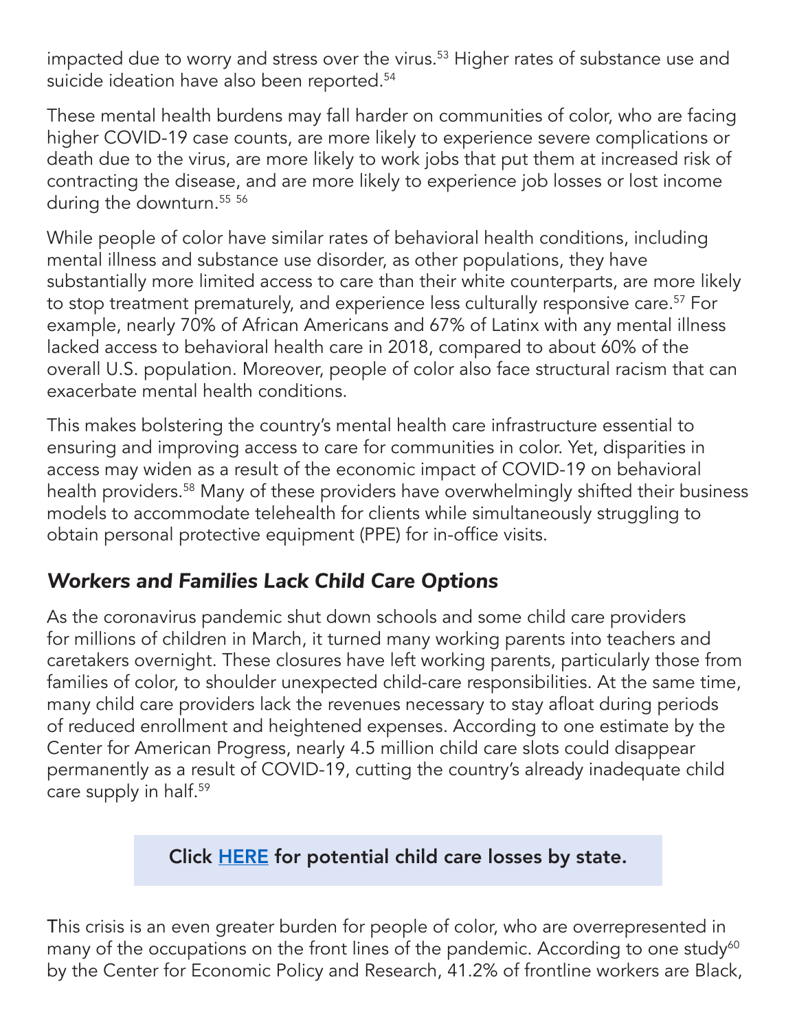impacted due to worry and stress over the virus.[53] Higher rates of substance use and suicide ideation have also been reported.[54]

These mental health burdens may fall harder on communities of color, who are facing higher COVID-19 case counts, are more likely to experience severe complications or death due to the virus, are more likely to work jobs that put them at increased risk of contracting the disease, and are more likely to experience job losses or lost income during the downturn.[55] [56]

While people of color have similar rates of behavioral health conditions, including mental illness and substance use disorder, as other populations, they have substantially more limited access to care than their white counterparts, are more likely to stop treatment prematurely, and experience less culturally responsive care.[57] For example, nearly 70% of African Americans and 67% of Latinx with any mental illness lacked access to behavioral health care in 2018, compared to about 60% of the overall U.S. population. Moreover, people of color also face structural racism that can exacerbate mental health conditions.

This makes bolstering the country's mental health care infrastructure essential to ensuring and improving access to care for communities in color. Yet, disparities in access may widen as a result of the economic impact of COVID-19 on behavioral health providers.[58] Many of these providers have overwhelmingly shifted their business models to accommodate telehealth for clients while simultaneously struggling to obtain personal protective equipment (PPE) for in-office visits.

### *Workers and Families Lack Child Care Options*

As the coronavirus pandemic shut down schools and some child care providers for millions of children in March, it turned many working parents into teachers and caretakers overnight. These closures have left working parents, particularly those from families of color, to shoulder unexpected child-care responsibilities. At the same time, many child care providers lack the revenues necessary to stay afloat during periods of reduced enrollment and heightened expenses. According to one estimate by the Center for American Progress, nearly 4.5 million child care slots could disappear permanently as a result of COVID-19, cutting the country's already inadequate child care supply in half.[59]

**Click HERE for potential child care losses by state.**

This crisis is an even greater burden for people of color, who are overrepresented in many of the occupations on the front lines of the pandemic. According to one study[60] by the Center for Economic Policy and Research, 41.2% of frontline workers are Black,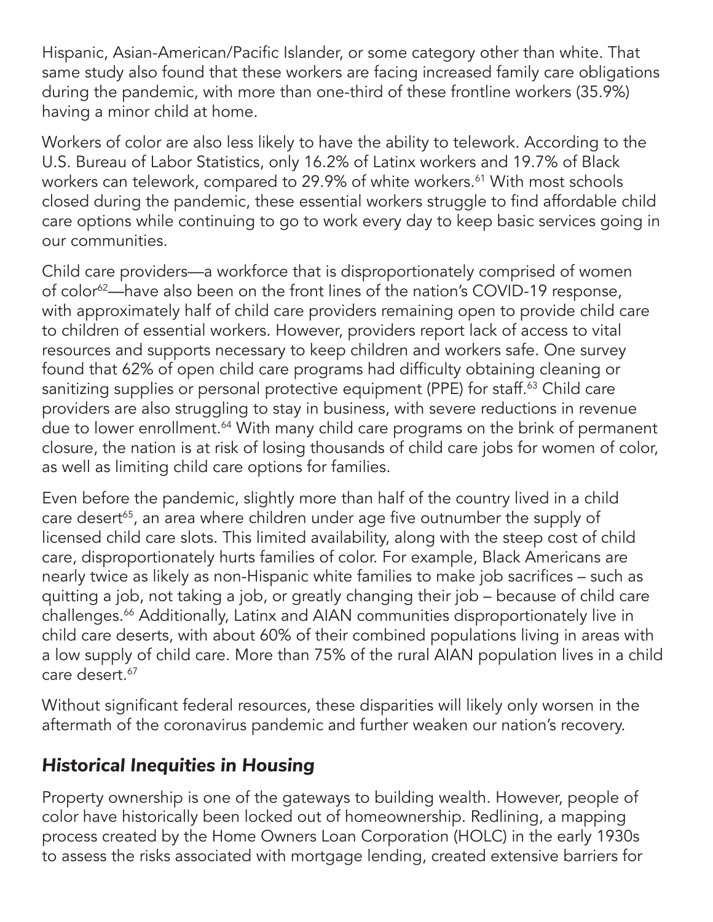Hispanic, Asian-American/Pacific Islander, or some category other than white. That same study also found that these workers are facing increased family care obligations during the pandemic, with more than one-third of these frontline workers (35.9%) having a minor child at home.

Workers of color are also less likely to have the ability to telework. According to the U.S. Bureau of Labor Statistics, only 16.2% of Latinx workers and 19.7% of Black workers can telework, compared to 29.9% of white workers.[61] With most schools closed during the pandemic, these essential workers struggle to find affordable child care options while continuing to go to work every day to keep basic services going in our communities.

Child care providers—a workforce that is disproportionately comprised of women of color[62]—have also been on the front lines of the nation's COVID-19 response, with approximately half of child care providers remaining open to provide child care to children of essential workers. However, providers report lack of access to vital resources and supports necessary to keep children and workers safe. One survey found that 62% of open child care programs had difficulty obtaining cleaning or sanitizing supplies or personal protective equipment (PPE) for staff.[63] Child care providers are also struggling to stay in business, with severe reductions in revenue due to lower enrollment.[64] With many child care programs on the brink of permanent closure, the nation is at risk of losing thousands of child care jobs for women of color, as well as limiting child care options for families.

Even before the pandemic, slightly more than half of the country lived in a child care desert[65], an area where children under age five outnumber the supply of licensed child care slots. This limited availability, along with the steep cost of child care, disproportionately hurts families of color. For example, Black Americans are nearly twice as likely as non-Hispanic white families to make job sacrifices – such as quitting a job, not taking a job, or greatly changing their job – because of child care challenges.[66] Additionally, Latinx and AIAN communities disproportionately live in child care deserts, with about 60% of their combined populations living in areas with a low supply of child care. More than 75% of the rural AIAN population lives in a child care desert.[67]

Without significant federal resources, these disparities will likely only worsen in the aftermath of the coronavirus pandemic and further weaken our nation's recovery.

### *Historical Inequities in Housing*

Property ownership is one of the gateways to building wealth. However, people of color have historically been locked out of homeownership. Redlining, a mapping process created by the Home Owners Loan Corporation (HOLC) in the early 1930s to assess the risks associated with mortgage lending, created extensive barriers for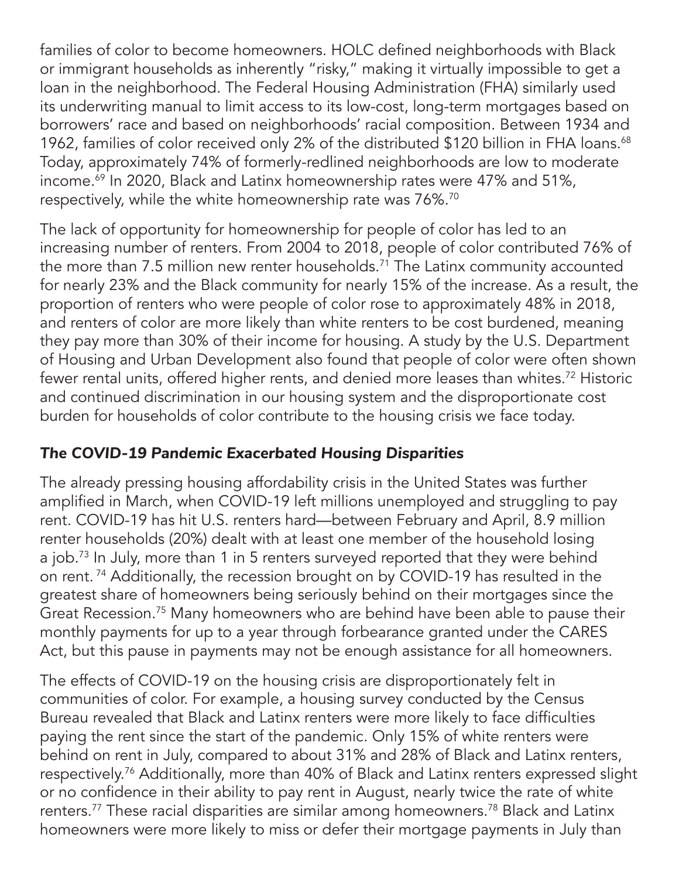families of color to become homeowners. HOLC defined neighborhoods with Black or immigrant households as inherently "risky," making it virtually impossible to get a loan in the neighborhood. The Federal Housing Administration (FHA) similarly used its underwriting manual to limit access to its low-cost, long-term mortgages based on borrowers' race and based on neighborhoods' racial composition. Between 1934 and 1962, families of color received only 2% of the distributed $120 billion in FHA loans.[68] Today, approximately 74% of formerly-redlined neighborhoods are low to moderate income.[69] In 2020, Black and Latinx homeownership rates were 47% and 51%, respectively, while the white homeownership rate was 76%.[70]

The lack of opportunity for homeownership for people of color has led to an increasing number of renters. From 2004 to 2018, people of color contributed 76% of the more than 7.5 million new renter households.[71] The Latinx community accounted for nearly 23% and the Black community for nearly 15% of the increase. As a result, the proportion of renters who were people of color rose to approximately 48% in 2018, and renters of color are more likely than white renters to be cost burdened, meaning they pay more than 30% of their income for housing. A study by the U.S. Department of Housing and Urban Development also found that people of color were often shown fewer rental units, offered higher rents, and denied more leases than whites.[72] Historic and continued discrimination in our housing system and the disproportionate cost burden for households of color contribute to the housing crisis we face today.

### *The COVID-19 Pandemic Exacerbated Housing Disparities*

The already pressing housing affordability crisis in the United States was further amplified in March, when COVID-19 left millions unemployed and struggling to pay rent. COVID-19 has hit U.S. renters hard—between February and April, 8.9 million renter households (20%) dealt with at least one member of the household losing a job.[73] In July, more than 1 in 5 renters surveyed reported that they were behind on rent.[74] Additionally, the recession brought on by COVID-19 has resulted in the greatest share of homeowners being seriously behind on their mortgages since the Great Recession.[75] Many homeowners who are behind have been able to pause their monthly payments for up to a year through forbearance granted under the CARES Act, but this pause in payments may not be enough assistance for all homeowners.

The effects of COVID-19 on the housing crisis are disproportionately felt in communities of color. For example, a housing survey conducted by the Census Bureau revealed that Black and Latinx renters were more likely to face difficulties paying the rent since the start of the pandemic. Only 15% of white renters were behind on rent in July, compared to about 31% and 28% of Black and Latinx renters, respectively.[76] Additionally, more than 40% of Black and Latinx renters expressed slight or no confidence in their ability to pay rent in August, nearly twice the rate of white renters.[77] These racial disparities are similar among homeowners.[78] Black and Latinx homeowners were more likely to miss or defer their mortgage payments in July than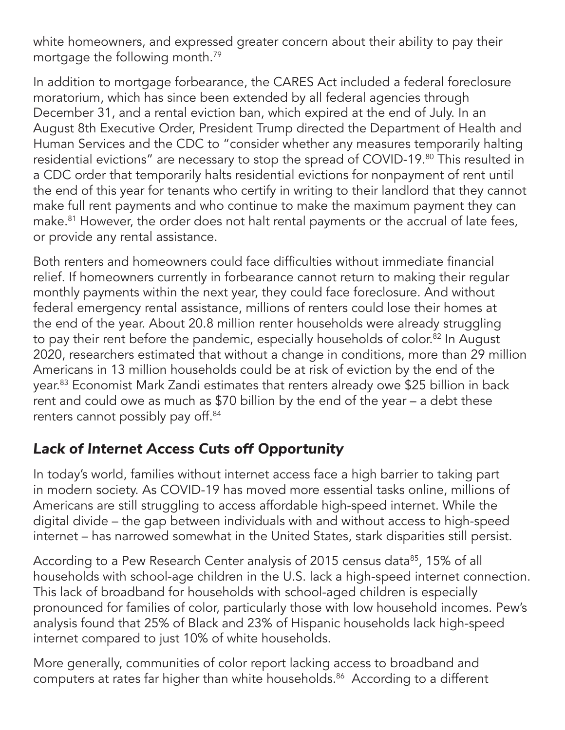white homeowners, and expressed greater concern about their ability to pay their mortgage the following month.[79]

In addition to mortgage forbearance, the CARES Act included a federal foreclosure moratorium, which has since been extended by all federal agencies through December 31, and a rental eviction ban, which expired at the end of July. In an August 8th Executive Order, President Trump directed the Department of Health and Human Services and the CDC to "consider whether any measures temporarily halting residential evictions" are necessary to stop the spread of COVID-19.[80] This resulted in a CDC order that temporarily halts residential evictions for nonpayment of rent until the end of this year for tenants who certify in writing to their landlord that they cannot make full rent payments and who continue to make the maximum payment they can make.[81] However, the order does not halt rental payments or the accrual of late fees, or provide any rental assistance.

Both renters and homeowners could face difficulties without immediate financial relief. If homeowners currently in forbearance cannot return to making their regular monthly payments within the next year, they could face foreclosure. And without federal emergency rental assistance, millions of renters could lose their homes at the end of the year. About 20.8 million renter households were already struggling to pay their rent before the pandemic, especially households of color.[82] In August 2020, researchers estimated that without a change in conditions, more than 29 million Americans in 13 million households could be at risk of eviction by the end of the year.[83] Economist Mark Zandi estimates that renters already owe $25 billion in back rent and could owe as much as $70 billion by the end of the year – a debt these renters cannot possibly pay off.[84]

## *Lack of Internet Access Cuts off Opportunity*

In today's world, families without internet access face a high barrier to taking part in modern society. As COVID-19 has moved more essential tasks online, millions of Americans are still struggling to access affordable high-speed internet. While the digital divide – the gap between individuals with and without access to high-speed internet – has narrowed somewhat in the United States, stark disparities still persist.

According to a Pew Research Center analysis of 2015 census data[85], 15% of all households with school-age children in the U.S. lack a high-speed internet connection. This lack of broadband for households with school-aged children is especially pronounced for families of color, particularly those with low household incomes. Pew's analysis found that 25% of Black and 23% of Hispanic households lack high-speed internet compared to just 10% of white households.

More generally, communities of color report lacking access to broadband and computers at rates far higher than white households.[86] According to a different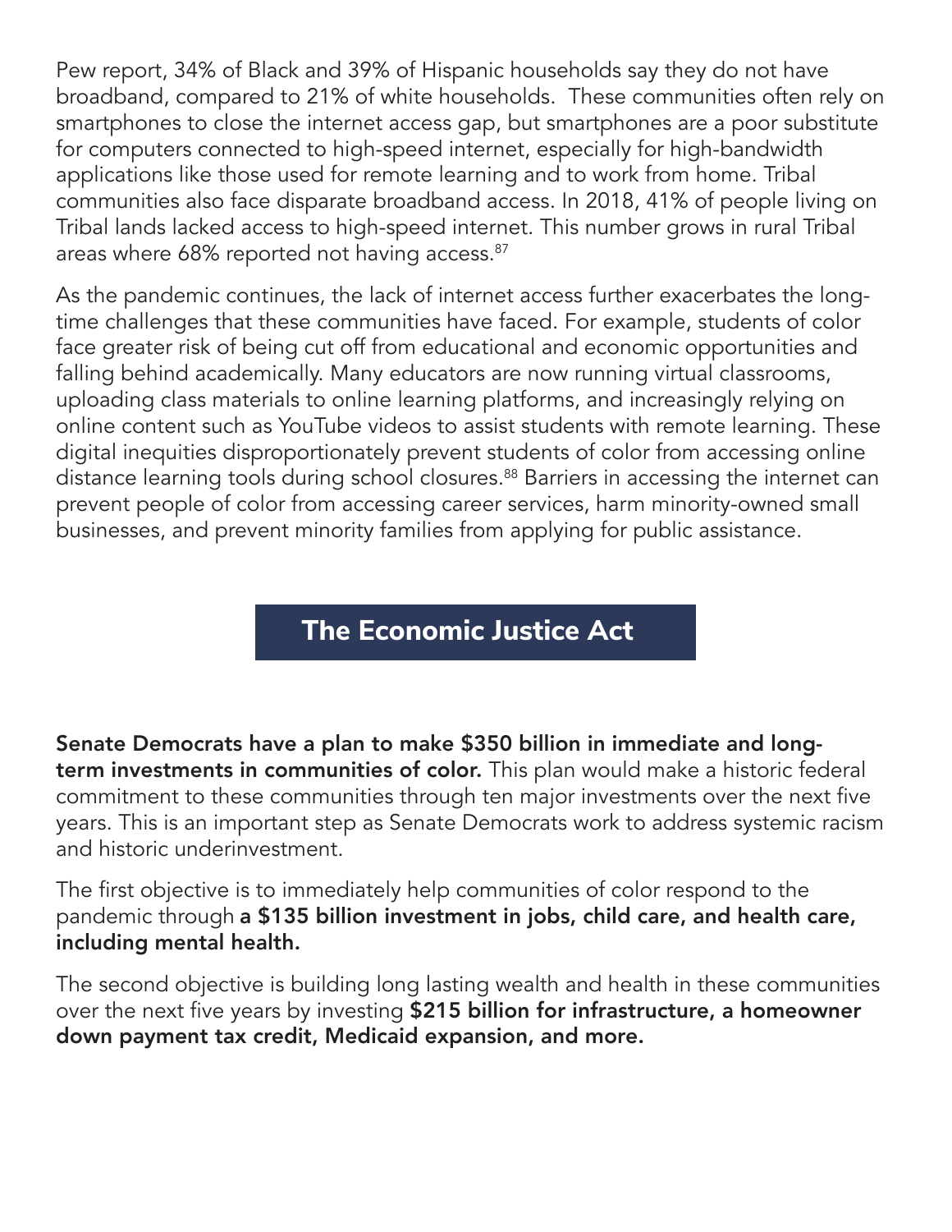Pew report, 34% of Black and 39% of Hispanic households say they do not have broadband, compared to 21% of white households. These communities often rely on smartphones to close the internet access gap, but smartphones are a poor substitute for computers connected to high-speed internet, especially for high-bandwidth applications like those used for remote learning and to work from home. Tribal communities also face disparate broadband access. In 2018, 41% of people living on Tribal lands lacked access to high-speed internet. This number grows in rural Tribal areas where 68% reported not having access.[87]

As the pandemic continues, the lack of internet access further exacerbates the long-time challenges that these communities have faced. For example, students of color face greater risk of being cut off from educational and economic opportunities and falling behind academically. Many educators are now running virtual classrooms, uploading class materials to online learning platforms, and increasingly relying on online content such as YouTube videos to assist students with remote learning. These digital inequities disproportionately prevent students of color from accessing online distance learning tools during school closures.[88] Barriers in accessing the internet can prevent people of color from accessing career services, harm minority-owned small businesses, and prevent minority families from applying for public assistance.

## The Economic Justice Act

**Senate Democrats have a plan to make $350 billion in immediate and long-term investments in communities of color.** This plan would make a historic federal commitment to these communities through ten major investments over the next five years. This is an important step as Senate Democrats work to address systemic racism and historic underinvestment.

The first objective is to immediately help communities of color respond to the pandemic through **a $135 billion investment in jobs, child care, and health care, including mental health.**

The second objective is building long lasting wealth and health in these communities over the next five years by investing **$215 billion for infrastructure, a homeowner down payment tax credit, Medicaid expansion, and more.**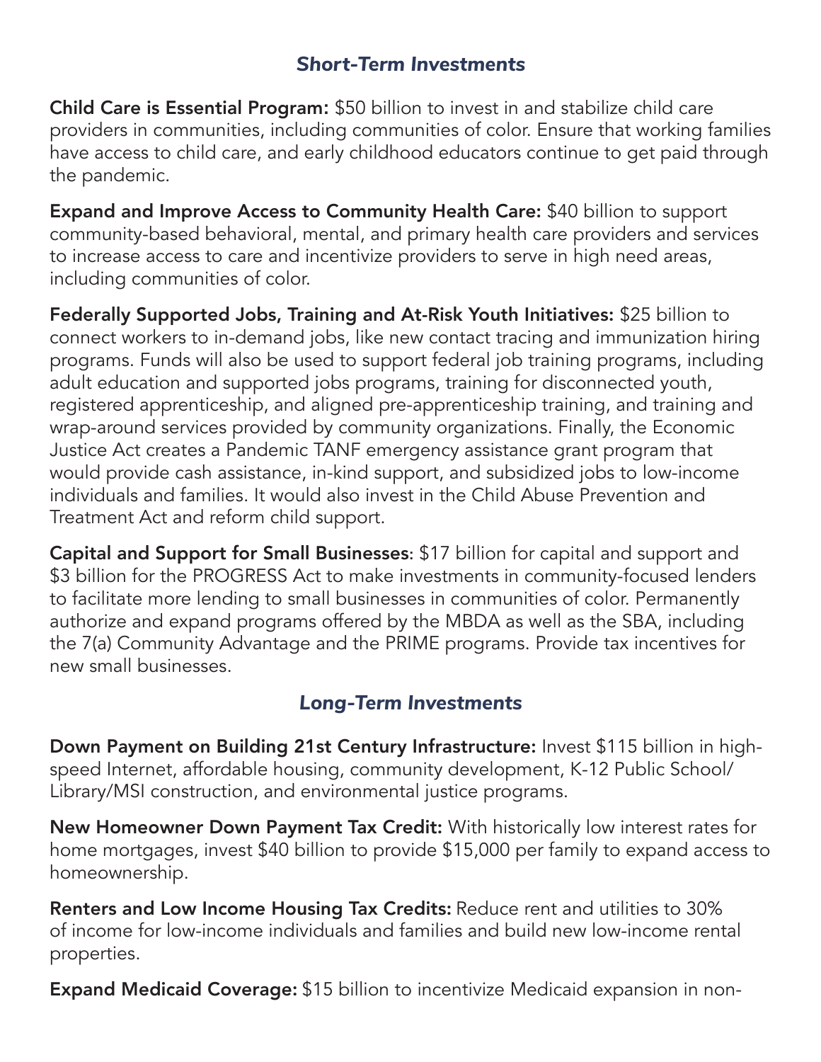## *Short-Term Investments*

**Child Care is Essential Program:** $50 billion to invest in and stabilize child care providers in communities, including communities of color. Ensure that working families have access to child care, and early childhood educators continue to get paid through the pandemic.

**Expand and Improve Access to Community Health Care:** $40 billion to support community-based behavioral, mental, and primary health care providers and services to increase access to care and incentivize providers to serve in high need areas, including communities of color.

**Federally Supported Jobs, Training and At-Risk Youth Initiatives:** $25 billion to connect workers to in-demand jobs, like new contact tracing and immunization hiring programs. Funds will also be used to support federal job training programs, including adult education and supported jobs programs, training for disconnected youth, registered apprenticeship, and aligned pre-apprenticeship training, and training and wrap-around services provided by community organizations. Finally, the Economic Justice Act creates a Pandemic TANF emergency assistance grant program that would provide cash assistance, in-kind support, and subsidized jobs to low-income individuals and families. It would also invest in the Child Abuse Prevention and Treatment Act and reform child support.

**Capital and Support for Small Businesses**: $17 billion for capital and support and $3 billion for the PROGRESS Act to make investments in community-focused lenders to facilitate more lending to small businesses in communities of color. Permanently authorize and expand programs offered by the MBDA as well as the SBA, including the 7(a) Community Advantage and the PRIME programs. Provide tax incentives for new small businesses.

## *Long-Term Investments*

**Down Payment on Building 21st Century Infrastructure:** Invest $115 billion in high-speed Internet, affordable housing, community development, K-12 Public School/Library/MSI construction, and environmental justice programs.

**New Homeowner Down Payment Tax Credit:** With historically low interest rates for home mortgages, invest $40 billion to provide $15,000 per family to expand access to homeownership.

**Renters and Low Income Housing Tax Credits:** Reduce rent and utilities to 30% of income for low-income individuals and families and build new low-income rental properties.

**Expand Medicaid Coverage:** $15 billion to incentivize Medicaid expansion in non-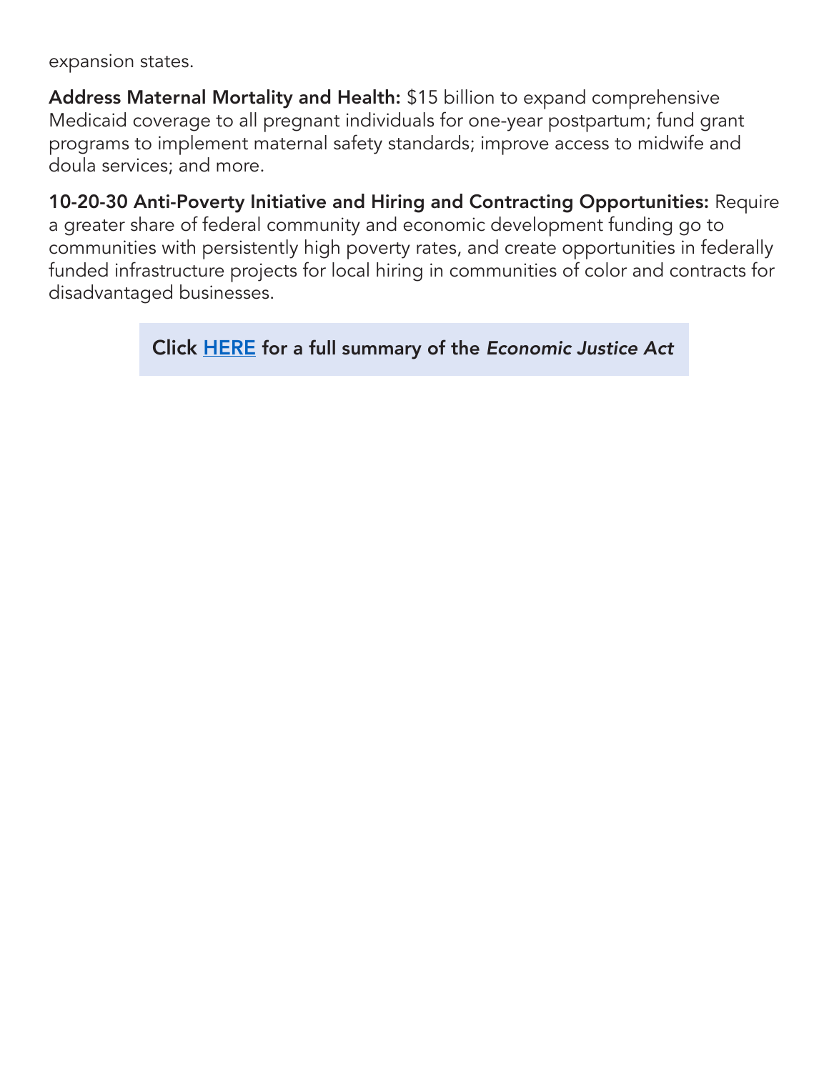expansion states.

**Address Maternal Mortality and Health:** $15 billion to expand comprehensive Medicaid coverage to all pregnant individuals for one-year postpartum; fund grant programs to implement maternal safety standards; improve access to midwife and doula services; and more.

**10-20-30 Anti-Poverty Initiative and Hiring and Contracting Opportunities:** Require a greater share of federal community and economic development funding go to communities with persistently high poverty rates, and create opportunities in federally funded infrastructure projects for local hiring in communities of color and contracts for disadvantaged businesses.

**Click HERE for a full summary of the *Economic Justice Act***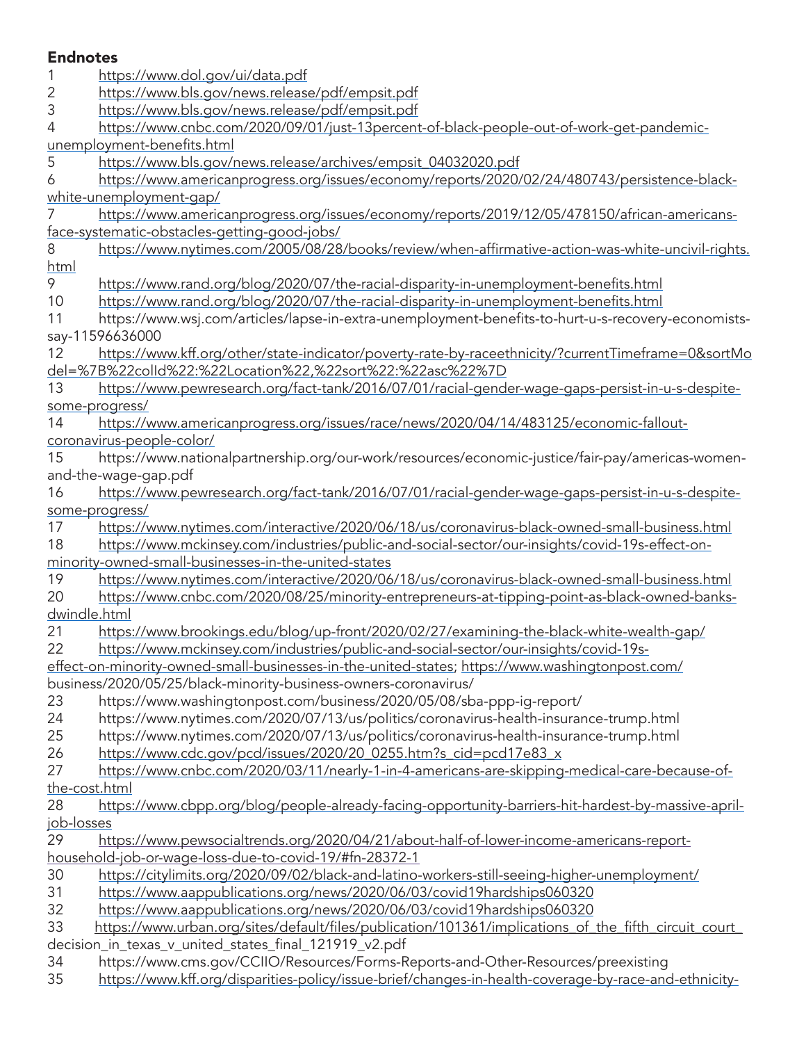## Endnotes

1 https://www.dol.gov/ui/data.pdf
2 https://www.bls.gov/news.release/pdf/empsit.pdf
3 https://www.bls.gov/news.release/pdf/empsit.pdf
4 https://www.cnbc.com/2020/09/01/just-13percent-of-black-people-out-of-work-get-pandemic-unemployment-benefits.html
5 https://www.bls.gov/news.release/archives/empsit_04032020.pdf
6 https://www.americanprogress.org/issues/economy/reports/2020/02/24/480743/persistence-black-white-unemployment-gap/
7 https://www.americanprogress.org/issues/economy/reports/2019/12/05/478150/african-americans-face-systematic-obstacles-getting-good-jobs/
8 https://www.nytimes.com/2005/08/28/books/review/when-affirmative-action-was-white-uncivil-rights.html
9 https://www.rand.org/blog/2020/07/the-racial-disparity-in-unemployment-benefits.html
10 https://www.rand.org/blog/2020/07/the-racial-disparity-in-unemployment-benefits.html
11 https://www.wsj.com/articles/lapse-in-extra-unemployment-benefits-to-hurt-u-s-recovery-economists-say-11596636000
12 https://www.kff.org/other/state-indicator/poverty-rate-by-raceethnicity/?currentTimeframe=0&sortModel=%7B%22colId%22:%22Location%22,%22sort%22:%22asc%22%7D
13 https://www.pewresearch.org/fact-tank/2016/07/01/racial-gender-wage-gaps-persist-in-u-s-despite-some-progress/
14 https://www.americanprogress.org/issues/race/news/2020/04/14/483125/economic-fallout-coronavirus-people-color/
15 https://www.nationalpartnership.org/our-work/resources/economic-justice/fair-pay/americas-women-and-the-wage-gap.pdf
16 https://www.pewresearch.org/fact-tank/2016/07/01/racial-gender-wage-gaps-persist-in-u-s-despite-some-progress/
17 https://www.nytimes.com/interactive/2020/06/18/us/coronavirus-black-owned-small-business.html
18 https://www.mckinsey.com/industries/public-and-social-sector/our-insights/covid-19s-effect-on-minority-owned-small-businesses-in-the-united-states
19 https://www.nytimes.com/interactive/2020/06/18/us/coronavirus-black-owned-small-business.html
20 https://www.cnbc.com/2020/08/25/minority-entrepreneurs-at-tipping-point-as-black-owned-banks-dwindle.html
21 https://www.brookings.edu/blog/up-front/2020/02/27/examining-the-black-white-wealth-gap/
22 https://www.mckinsey.com/industries/public-and-social-sector/our-insights/covid-19s-effect-on-minority-owned-small-businesses-in-the-united-states; https://www.washingtonpost.com/business/2020/05/25/black-minority-business-owners-coronavirus/
23 https://www.washingtonpost.com/business/2020/05/08/sba-ppp-ig-report/
24 https://www.nytimes.com/2020/07/13/us/politics/coronavirus-health-insurance-trump.html
25 https://www.nytimes.com/2020/07/13/us/politics/coronavirus-health-insurance-trump.html
26 https://www.cdc.gov/pcd/issues/2020/20_0255.htm?s_cid=pcd17e83_x
27 https://www.cnbc.com/2020/03/11/nearly-1-in-4-americans-are-skipping-medical-care-because-of-the-cost.html
28 https://www.cbpp.org/blog/people-already-facing-opportunity-barriers-hit-hardest-by-massive-april-job-losses
29 https://www.pewsocialtrends.org/2020/04/21/about-half-of-lower-income-americans-report-household-job-or-wage-loss-due-to-covid-19/#fn-28372-1
30 https://citylimits.org/2020/09/02/black-and-latino-workers-still-seeing-higher-unemployment/
31 https://www.aappublications.org/news/2020/06/03/covid19hardships060320
32 https://www.aappublications.org/news/2020/06/03/covid19hardships060320
33 https://www.urban.org/sites/default/files/publication/101361/implications_of_the_fifth_circuit_court_decision_in_texas_v_united_states_final_121919_v2.pdf
34 https://www.cms.gov/CCIIO/Resources/Forms-Reports-and-Other-Resources/preexisting
35 https://www.kff.org/disparities-policy/issue-brief/changes-in-health-coverage-by-race-and-ethnicity-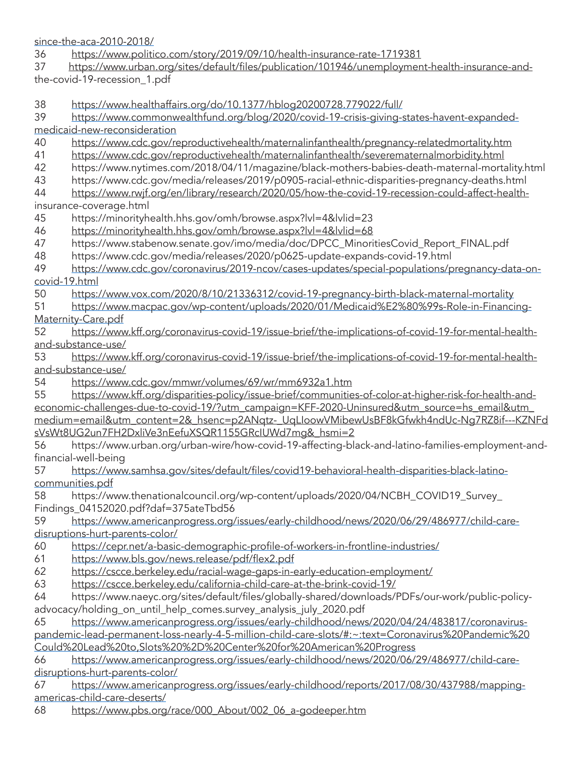since-the-aca-2010-2018/

36 https://www.politico.com/story/2019/09/10/health-insurance-rate-1719381

37 https://www.urban.org/sites/default/files/publication/101946/unemployment-health-insurance-and-the-covid-19-recession_1.pdf

38 https://www.healthaffairs.org/do/10.1377/hblog20200728.779022/full/

39 https://www.commonwealthfund.org/blog/2020/covid-19-crisis-giving-states-havent-expanded-medicaid-new-reconsideration

40 https://www.cdc.gov/reproductivehealth/maternalinfanthealth/pregnancy-relatedmortality.htm

41 https://www.cdc.gov/reproductivehealth/maternalinfanthealth/severematernalmorbidity.html

42 https://www.nytimes.com/2018/04/11/magazine/black-mothers-babies-death-maternal-mortality.html

43 https://www.cdc.gov/media/releases/2019/p0905-racial-ethnic-disparities-pregnancy-deaths.html

44 https://www.rwjf.org/en/library/research/2020/05/how-the-covid-19-recession-could-affect-health-insurance-coverage.html

45 https://minorityhealth.hhs.gov/omh/browse.aspx?lvl=4&lvlid=23

46 https://minorityhealth.hhs.gov/omh/browse.aspx?lvl=4&lvlid=68

47 https://www.stabenow.senate.gov/imo/media/doc/DPCC_MinoritiesCovid_Report_FINAL.pdf

48 https://www.cdc.gov/media/releases/2020/p0625-update-expands-covid-19.html

49 https://www.cdc.gov/coronavirus/2019-ncov/cases-updates/special-populations/pregnancy-data-on-covid-19.html

50 https://www.vox.com/2020/8/10/21336312/covid-19-pregnancy-birth-black-maternal-mortality

51 https://www.macpac.gov/wp-content/uploads/2020/01/Medicaid%E2%80%99s-Role-in-Financing-Maternity-Care.pdf

52 https://www.kff.org/coronavirus-covid-19/issue-brief/the-implications-of-covid-19-for-mental-health-and-substance-use/

53 https://www.kff.org/coronavirus-covid-19/issue-brief/the-implications-of-covid-19-for-mental-health-and-substance-use/

54 https://www.cdc.gov/mmwr/volumes/69/wr/mm6932a1.htm

55 https://www.kff.org/disparities-policy/issue-brief/communities-of-color-at-higher-risk-for-health-and-economic-challenges-due-to-covid-19/?utm_campaign=KFF-2020-Uninsured&utm_source=hs_email&utm_medium=email&utm_content=2&_hsenc=p2ANqtz-_UqLIoowVMibewUsBF8kGfwkh4ndUc-Ng7RZ8if---KZNFdsVsWt8UG2un7FH2DxliVe3nEefuXSQR1155GRcIUWd7mg&_hsmi=2

56 https://www.urban.org/urban-wire/how-covid-19-affecting-black-and-latino-families-employment-and-financial-well-being

57 https://www.samhsa.gov/sites/default/files/covid19-behavioral-health-disparities-black-latino-communities.pdf

58 https://www.thenationalcouncil.org/wp-content/uploads/2020/04/NCBH_COVID19_Survey_Findings_04152020.pdf?daf=375ateTbd56

59 https://www.americanprogress.org/issues/early-childhood/news/2020/06/29/486977/child-care-disruptions-hurt-parents-color/

60 https://cepr.net/a-basic-demographic-profile-of-workers-in-frontline-industries/

61 https://www.bls.gov/news.release/pdf/flex2.pdf

62 https://cscce.berkeley.edu/racial-wage-gaps-in-early-education-employment/

63 https://cscce.berkeley.edu/california-child-care-at-the-brink-covid-19/

64 https://www.naeyc.org/sites/default/files/globally-shared/downloads/PDFs/our-work/public-policy-advocacy/holding_on_until_help_comes.survey_analysis_july_2020.pdf

65 https://www.americanprogress.org/issues/early-childhood/news/2020/04/24/483817/coronavirus-pandemic-lead-permanent-loss-nearly-4-5-million-child-care-slots/#:~:text=Coronavirus%20Pandemic%20Could%20Lead%20to,Slots%20%2D%20Center%20for%20American%20Progress

66 https://www.americanprogress.org/issues/early-childhood/news/2020/06/29/486977/child-care-disruptions-hurt-parents-color/

67 https://www.americanprogress.org/issues/early-childhood/reports/2017/08/30/437988/mapping-americas-child-care-deserts/

68 https://www.pbs.org/race/000_About/002_06_a-godeeper.htm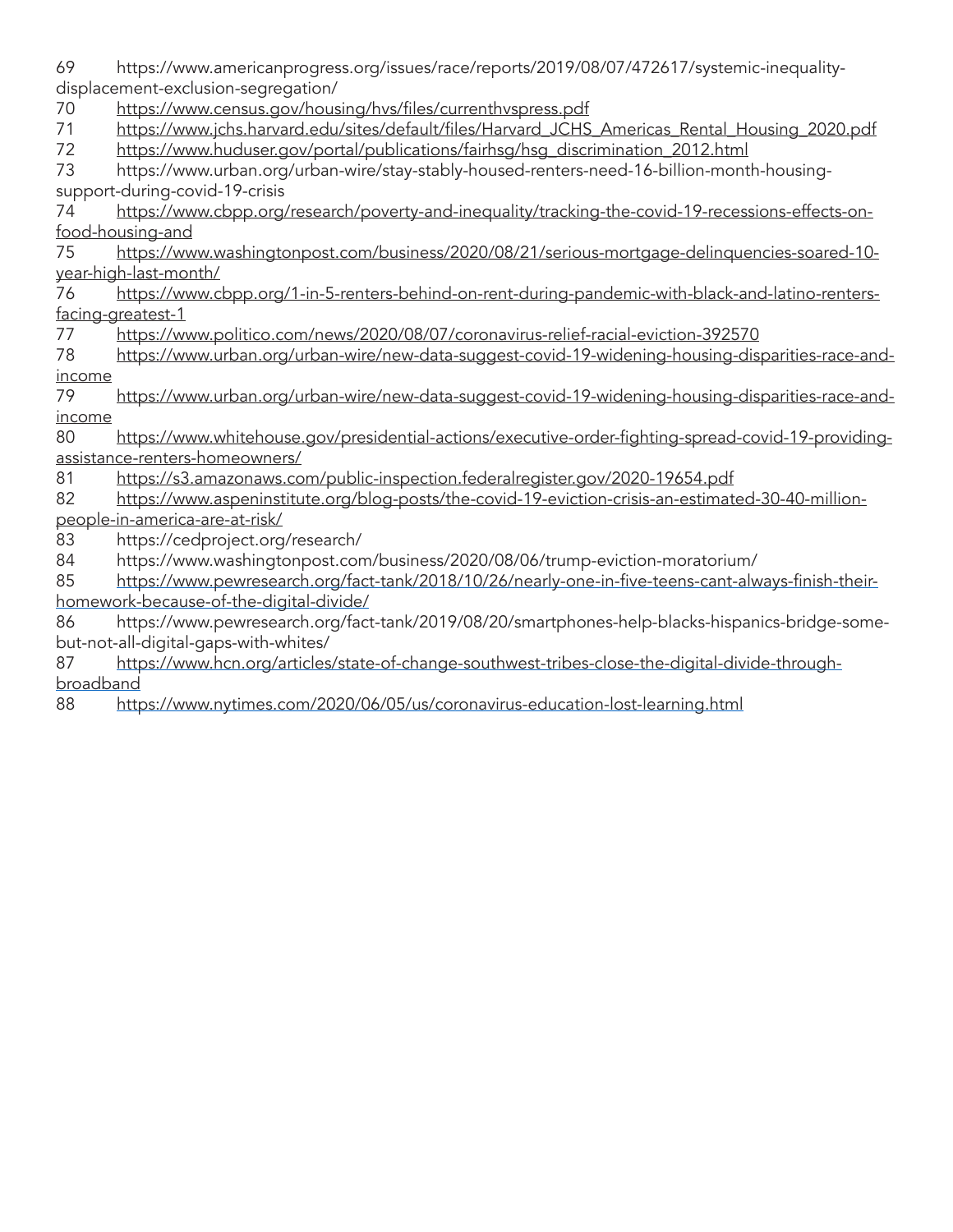69 https://www.americanprogress.org/issues/race/reports/2019/08/07/472617/systemic-inequality-displacement-exclusion-segregation/

70 https://www.census.gov/housing/hvs/files/currenthvspress.pdf

71 https://www.jchs.harvard.edu/sites/default/files/Harvard_JCHS_Americas_Rental_Housing_2020.pdf

72 https://www.huduser.gov/portal/publications/fairhsg/hsg_discrimination_2012.html

73 https://www.urban.org/urban-wire/stay-stably-housed-renters-need-16-billion-month-housing-support-during-covid-19-crisis

74 https://www.cbpp.org/research/poverty-and-inequality/tracking-the-covid-19-recessions-effects-on-food-housing-and

75 https://www.washingtonpost.com/business/2020/08/21/serious-mortgage-delinquencies-soared-10-year-high-last-month/

76 https://www.cbpp.org/1-in-5-renters-behind-on-rent-during-pandemic-with-black-and-latino-renters-facing-greatest-1

77 https://www.politico.com/news/2020/08/07/coronavirus-relief-racial-eviction-392570

78 https://www.urban.org/urban-wire/new-data-suggest-covid-19-widening-housing-disparities-race-and-income

79 https://www.urban.org/urban-wire/new-data-suggest-covid-19-widening-housing-disparities-race-and-income

80 https://www.whitehouse.gov/presidential-actions/executive-order-fighting-spread-covid-19-providing-assistance-renters-homeowners/

81 https://s3.amazonaws.com/public-inspection.federalregister.gov/2020-19654.pdf

82 https://www.aspeninstitute.org/blog-posts/the-covid-19-eviction-crisis-an-estimated-30-40-million-people-in-america-are-at-risk/

83 https://cedproject.org/research/

84 https://www.washingtonpost.com/business/2020/08/06/trump-eviction-moratorium/

85 https://www.pewresearch.org/fact-tank/2018/10/26/nearly-one-in-five-teens-cant-always-finish-their-homework-because-of-the-digital-divide/

86 https://www.pewresearch.org/fact-tank/2019/08/20/smartphones-help-blacks-hispanics-bridge-some-but-not-all-digital-gaps-with-whites/

87 https://www.hcn.org/articles/state-of-change-southwest-tribes-close-the-digital-divide-through-broadband

88 https://www.nytimes.com/2020/06/05/us/coronavirus-education-lost-learning.html